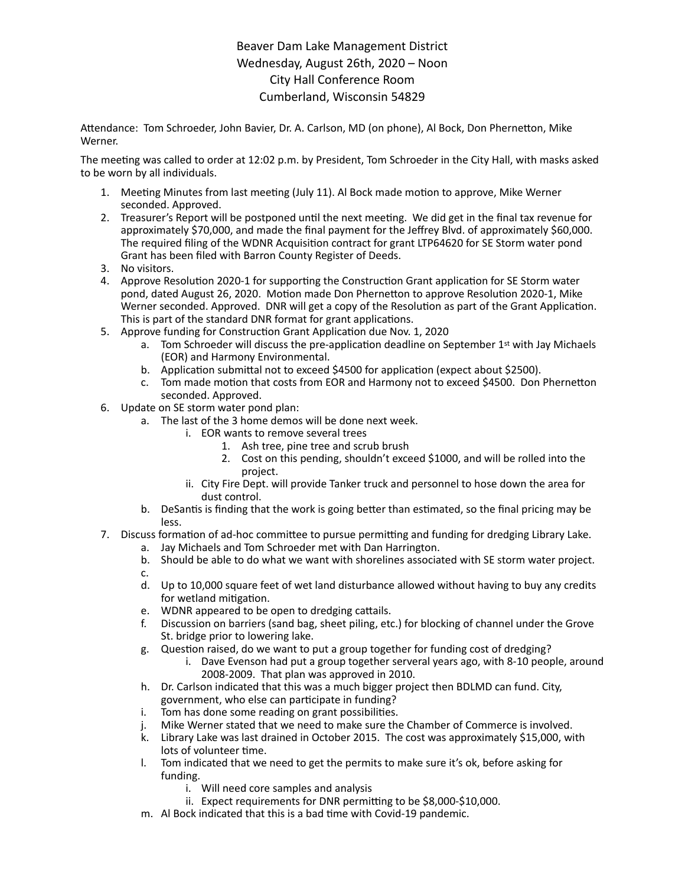Beaver Dam Lake Management District
Wednesday, August 26th, 2020 – Noon
City Hall Conference Room
Cumberland, Wisconsin 54829

Attendance: Tom Schroeder, John Bavier, Dr. A. Carlson, MD (on phone), Al Bock, Don Phernetton, Mike Werner.

The meeting was called to order at 12:02 p.m. by President, Tom Schroeder in the City Hall, with masks asked to be worn by all individuals.

1. Meeting Minutes from last meeting (July 11). Al Bock made motion to approve, Mike Werner seconded. Approved.
2. Treasurer's Report will be postponed until the next meeting. We did get in the final tax revenue for approximately $70,000, and made the final payment for the Jeffrey Blvd. of approximately $60,000. The required filing of the WDNR Acquisition contract for grant LTP64620 for SE Storm water pond Grant has been filed with Barron County Register of Deeds.
3. No visitors.
4. Approve Resolution 2020-1 for supporting the Construction Grant application for SE Storm water pond, dated August 26, 2020. Motion made Don Phernetton to approve Resolution 2020-1, Mike Werner seconded. Approved. DNR will get a copy of the Resolution as part of the Grant Application. This is part of the standard DNR format for grant applications.
5. Approve funding for Construction Grant Application due Nov. 1, 2020
   a. Tom Schroeder will discuss the pre-application deadline on September 1st with Jay Michaels (EOR) and Harmony Environmental.
   b. Application submittal not to exceed $4500 for application (expect about $2500).
   c. Tom made motion that costs from EOR and Harmony not to exceed $4500. Don Phernetton seconded. Approved.
6. Update on SE storm water pond plan:
   a. The last of the 3 home demos will be done next week.
      i. EOR wants to remove several trees
         1. Ash tree, pine tree and scrub brush
         2. Cost on this pending, shouldn't exceed $1000, and will be rolled into the project.
      ii. City Fire Dept. will provide Tanker truck and personnel to hose down the area for dust control.
   b. DeSantis is finding that the work is going better than estimated, so the final pricing may be less.
7. Discuss formation of ad-hoc committee to pursue permitting and funding for dredging Library Lake.
   a. Jay Michaels and Tom Schroeder met with Dan Harrington.
   b. Should be able to do what we want with shorelines associated with SE storm water project.
   c.
   d. Up to 10,000 square feet of wet land disturbance allowed without having to buy any credits for wetland mitigation.
   e. WDNR appeared to be open to dredging cattails.
   f. Discussion on barriers (sand bag, sheet piling, etc.) for blocking of channel under the Grove St. bridge prior to lowering lake.
   g. Question raised, do we want to put a group together for funding cost of dredging?
      i. Dave Evenson had put a group together serveral years ago, with 8-10 people, around 2008-2009. That plan was approved in 2010.
   h. Dr. Carlson indicated that this was a much bigger project then BDLMD can fund. City, government, who else can participate in funding?
   i. Tom has done some reading on grant possibilities.
   j. Mike Werner stated that we need to make sure the Chamber of Commerce is involved.
   k. Library Lake was last drained in October 2015. The cost was approximately $15,000, with lots of volunteer time.
   l. Tom indicated that we need to get the permits to make sure it's ok, before asking for funding.
      i. Will need core samples and analysis
      ii. Expect requirements for DNR permitting to be $8,000-$10,000.
   m. Al Bock indicated that this is a bad time with Covid-19 pandemic.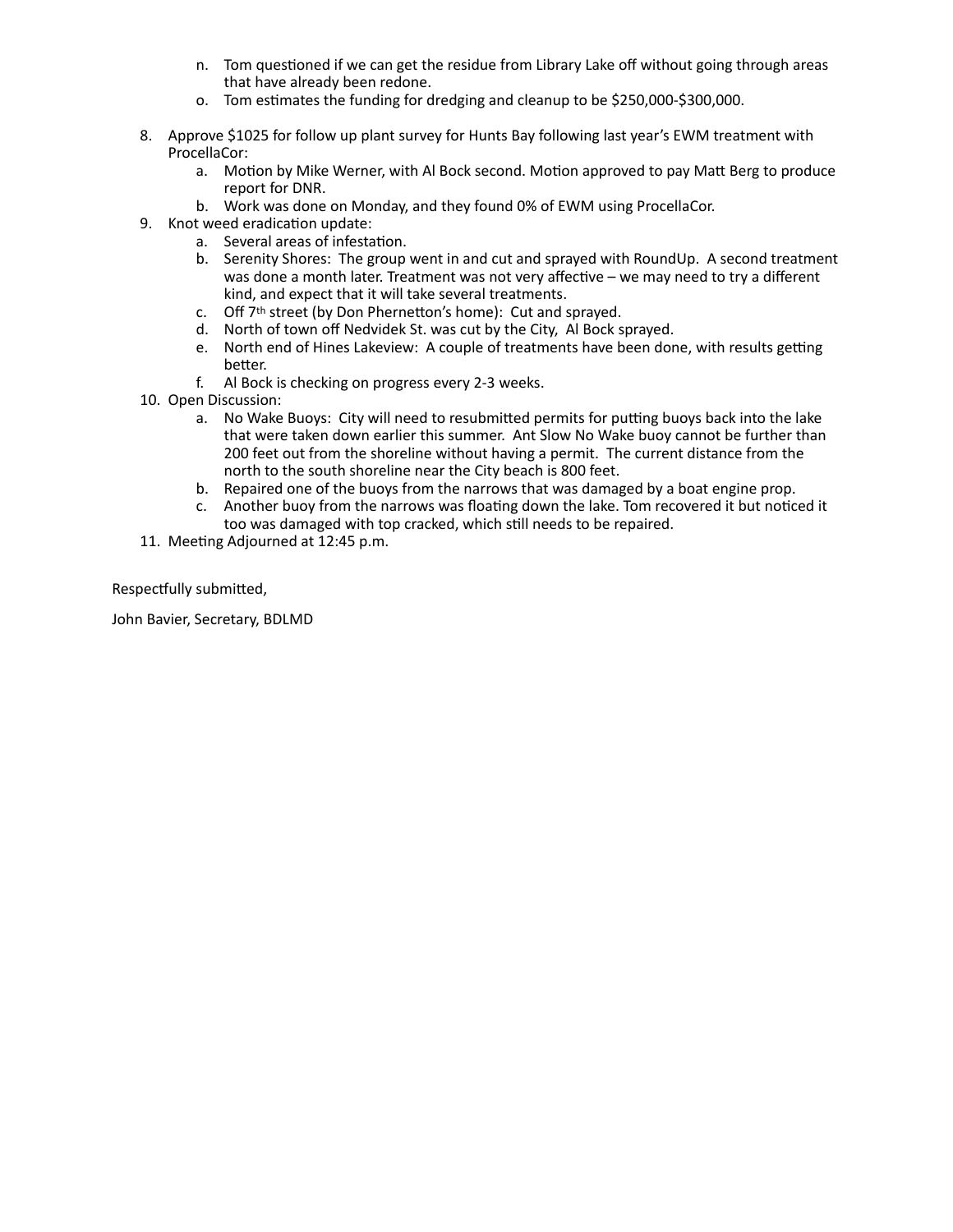n. Tom questioned if we can get the residue from Library Lake off without going through areas that have already been redone.
o. Tom estimates the funding for dredging and cleanup to be $250,000-$300,000.

8. Approve $1025 for follow up plant survey for Hunts Bay following last year's EWM treatment with ProcellaCor:
   a. Motion by Mike Werner, with Al Bock second. Motion approved to pay Matt Berg to produce report for DNR.
   b. Work was done on Monday, and they found 0% of EWM using ProcellaCor.
9. Knot weed eradication update:
   a. Several areas of infestation.
   b. Serenity Shores: The group went in and cut and sprayed with RoundUp. A second treatment was done a month later. Treatment was not very affective – we may need to try a different kind, and expect that it will take several treatments.
   c. Off 7th street (by Don Phernetton's home): Cut and sprayed.
   d. North of town off Nedvidek St. was cut by the City, Al Bock sprayed.
   e. North end of Hines Lakeview: A couple of treatments have been done, with results getting better.
   f. Al Bock is checking on progress every 2-3 weeks.
10. Open Discussion:
    a. No Wake Buoys: City will need to resubmitted permits for putting buoys back into the lake that were taken down earlier this summer. Ant Slow No Wake buoy cannot be further than 200 feet out from the shoreline without having a permit. The current distance from the north to the south shoreline near the City beach is 800 feet.
    b. Repaired one of the buoys from the narrows that was damaged by a boat engine prop.
    c. Another buoy from the narrows was floating down the lake. Tom recovered it but noticed it too was damaged with top cracked, which still needs to be repaired.
11. Meeting Adjourned at 12:45 p.m.

Respectfully submitted,

John Bavier, Secretary, BDLMD